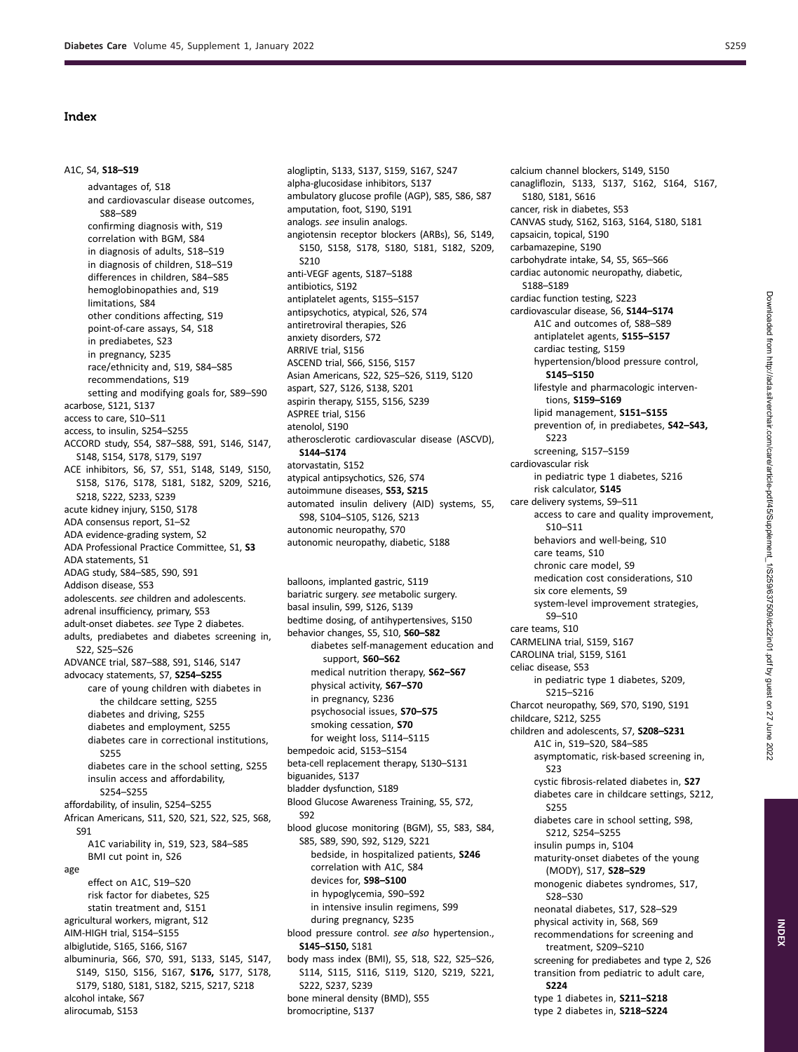# Index

A1C, S4, **S18–S19**
- advantages of, S18
- and cardiovascular disease outcomes, S88–S89
- confirming diagnosis with, S19
- correlation with BGM, S84
- in diagnosis of adults, S18–S19
- in diagnosis of children, S18–S19
- differences in children, S84–S85
- hemoglobinopathies and, S19
- limitations, S84
- other conditions affecting, S19
- point-of-care assays, S4, S18
- in prediabetes, S23
- in pregnancy, S235
- race/ethnicity and, S19, S84–S85
- recommendations, S19
- setting and modifying goals for, S89–S90

acarbose, S121, S137
access to care, S10–S11
access, to insulin, S254–S255
ACCORD study, S54, S87–S88, S91, S146, S147, S148, S154, S178, S179, S197
ACE inhibitors, S6, S7, S51, S148, S149, S150, S158, S176, S178, S181, S182, S209, S216, S218, S222, S233, S239
acute kidney injury, S150, S178
ADA consensus report, S1–S2
ADA evidence-grading system, S2
ADA Professional Practice Committee, S1, **S3**
ADA statements, S1
ADAG study, S84–S85, S90, S91
Addison disease, S53
adolescents. *see* children and adolescents.
adrenal insufficiency, primary, S53
adult-onset diabetes. *see* Type 2 diabetes.
adults, prediabetes and diabetes screening in, S22, S25–S26
ADVANCE trial, S87–S88, S91, S146, S147
advocacy statements, S7, **S254–S255**
- care of young children with diabetes in the childcare setting, S255
- diabetes and driving, S255
- diabetes and employment, S255
- diabetes care in correctional institutions, S255
- diabetes care in the school setting, S255
- insulin access and affordability, S254–S255

affordability, of insulin, S254–S255
African Americans, S11, S20, S21, S22, S25, S68, S91
- A1C variability in, S19, S23, S84–S85
- BMI cut point in, S26

age
- effect on A1C, S19–S20
- risk factor for diabetes, S25
- statin treatment and, S151

agricultural workers, migrant, S12
AIM-HIGH trial, S154–S155
albiglutide, S165, S166, S167
albuminuria, S66, S70, S91, S133, S145, S147, S149, S150, S156, S167, **S176,** S177, S178, S179, S180, S181, S182, S215, S217, S218
alcohol intake, S67
alirocumab, S153
alogliptin, S133, S137, S159, S167, S247
alpha-glucosidase inhibitors, S137
ambulatory glucose profile (AGP), S85, S86, S87
amputation, foot, S190, S191
analogs. *see* insulin analogs.
angiotensin receptor blockers (ARBs), S6, S149, S150, S158, S178, S180, S181, S182, S209, S210
anti-VEGF agents, S187–S188
antibiotics, S192
antiplatelet agents, S155–S157
antipsychotics, atypical, S26, S74
antiretroviral therapies, S26
anxiety disorders, S72
ARRIVE trial, S156
ASCEND trial, S66, S156, S157
Asian Americans, S22, S25–S26, S119, S120
aspart, S27, S126, S138, S201
aspirin therapy, S155, S156, S239
ASPREE trial, S156
atenolol, S190
atherosclerotic cardiovascular disease (ASCVD), **S144–S174**
atorvastatin, S152
atypical antipsychotics, S26, S74
autoimmune diseases, **S53, S215**
automated insulin delivery (AID) systems, S5, S98, S104–S105, S126, S213
autonomic neuropathy, S70
autonomic neuropathy, diabetic, S188

balloons, implanted gastric, S119
bariatric surgery. *see* metabolic surgery.
basal insulin, S99, S126, S139
bedtime dosing, of antihypertensives, S150
behavior changes, S5, S10, **S60–S82**
- diabetes self-management education and support, **S60–S62**
- medical nutrition therapy, **S62–S67**
- physical activity, **S67–S70**
- in pregnancy, S236
- psychosocial issues, **S70–S75**
- smoking cessation, **S70**
- for weight loss, S114–S115

bempedoic acid, S153–S154
beta-cell replacement therapy, S130–S131
biguanides, S137
bladder dysfunction, S189
Blood Glucose Awareness Training, S5, S72, S92
blood glucose monitoring (BGM), S5, S83, S84, S85, S89, S90, S92, S129, S221
- bedside, in hospitalized patients, **S246**
- correlation with A1C, S84
- devices for, **S98–S100**
- in hypoglycemia, S90–S92
- in intensive insulin regimens, S99
- during pregnancy, S235

blood pressure control. *see also* hypertension., **S145–S150,** S181
body mass index (BMI), S5, S18, S22, S25–S26, S114, S115, S116, S119, S120, S219, S221, S222, S237, S239
bone mineral density (BMD), S55
bromocriptine, S137
calcium channel blockers, S149, S150
canagliflozin, S133, S137, S162, S164, S167, S180, S181, S616
cancer, risk in diabetes, S53
CANVAS study, S162, S163, S164, S180, S181
capsaicin, topical, S190
carbamazepine, S190
carbohydrate intake, S4, S5, S65–S66
cardiac autonomic neuropathy, diabetic, S188–S189
cardiac function testing, S223
cardiovascular disease, S6, **S144–S174**
- A1C and outcomes of, S88–S89
- antiplatelet agents, **S155–S157**
- cardiac testing, S159
- hypertension/blood pressure control, **S145–S150**
- lifestyle and pharmacologic interventions, **S159–S169**
- lipid management, **S151–S155**
- prevention of, in prediabetes, **S42–S43,** S223
- screening, S157–S159

cardiovascular risk
- in pediatric type 1 diabetes, S216
- risk calculator, **S145**

care delivery systems, S9–S11
- access to care and quality improvement, S10–S11
- behaviors and well-being, S10
- care teams, S10
- chronic care model, S9
- medication cost considerations, S10
- six core elements, S9
- system-level improvement strategies, S9–S10

care teams, S10
CARMELINA trial, S159, S167
CAROLINA trial, S159, S161
celiac disease, S53
- in pediatric type 1 diabetes, S209, S215–S216

Charcot neuropathy, S69, S70, S190, S191
childcare, S212, S255
children and adolescents, S7, **S208–S231**
- A1C in, S19–S20, S84–S85
- asymptomatic, risk-based screening in, S23
- cystic fibrosis-related diabetes in, **S27**
- diabetes care in childcare settings, S212, S255
- diabetes care in school setting, S98, S212, S254–S255
- insulin pumps in, S104
- maturity-onset diabetes of the young (MODY), S17, **S28–S29**
- monogenic diabetes syndromes, S17, S28–S30
- neonatal diabetes, S17, S28–S29
- physical activity in, S68, S69
- recommendations for screening and treatment, S209–S210
- screening for prediabetes and type 2, S26
- transition from pediatric to adult care, **S224**
- type 1 diabetes in, **S211–S218**
- type 2 diabetes in, **S218–S224**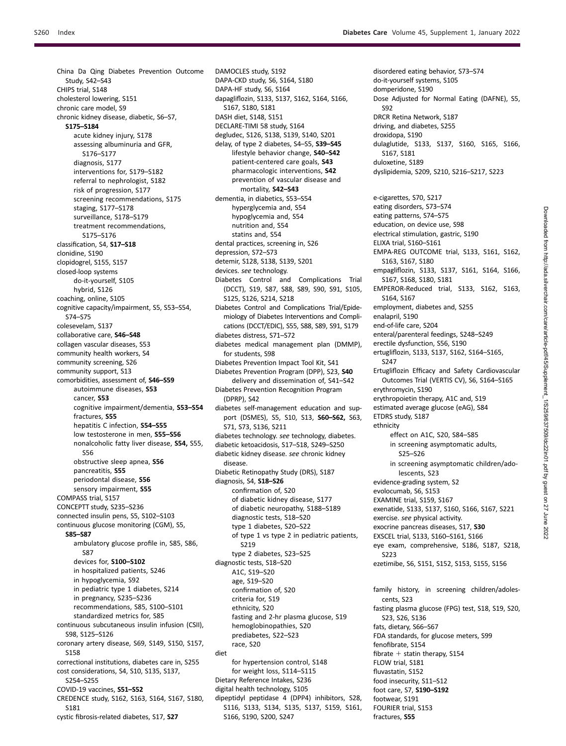China Da Qing Diabetes Prevention Outcome Study, S42–S43
CHIPS trial, S148
cholesterol lowering, S151
chronic care model, S9
chronic kidney disease, diabetic, S6–S7, **S175–S184**
- acute kidney injury, S178
- assessing albuminuria and GFR, S176–S177
- diagnosis, S177
- interventions for, S179–S182
- referral to nephrologist, S182
- risk of progression, S177
- screening recommendations, S175
- staging, S177–S178
- surveillance, S178–S179
- treatment recommendations, S175–S176

classification, S4, **S17–S18**
clonidine, S190
clopidogrel, S155, S157
closed-loop systems
- do-it-yourself, S105
- hybrid, S126

coaching, online, S105
cognitive capacity/impairment, S5, S53–S54, S74–S75
colesevelam, S137
collaborative care, **S46–S48**
collagen vascular diseases, S53
community health workers, S4
community screening, S26
community support, S13
comorbidities, assessment of, **S46–S59**
- autoimmune diseases, **S53**
- cancer, **S53**
- cognitive impairment/dementia, **S53–S54**
- fractures, **S55**
- hepatitis C infection, **S54–S55**
- low testosterone in men, **S55–S56**
- nonalcoholic fatty liver disease, **S54,** S55, S56
- obstructive sleep apnea, **S56**
- pancreatitis, **S55**
- periodontal disease, **S56**
- sensory impairment, **S55**

COMPASS trial, S157
CONCEPTT study, S235–S236
connected insulin pens, S5, S102–S103
continuous glucose monitoring (CGM), S5, **S85–S87**
- ambulatory glucose profile in, S85, S86, S87
- devices for, **S100–S102**
- in hospitalized patients, S246
- in hypoglycemia, S92
- in pediatric type 1 diabetes, S214
- in pregnancy, S235–S236
- recommendations, S85, S100–S101
- standardized metrics for, S85

continuous subcutaneous insulin infusion (CSII), S98, S125–S126
coronary artery disease, S69, S149, S150, S157, S158
correctional institutions, diabetes care in, S255
cost considerations, S4, S10, S135, S137, S254–S255
COVID-19 vaccines, **S51–S52**
CREDENCE study, S162, S163, S164, S167, S180, S181
cystic fibrosis-related diabetes, S17, **S27**

DAMOCLES study, S192
DAPA-CKD study, S6, S164, S180
DAPA-HF study, S6, S164
dapagliflozin, S133, S137, S162, S164, S166, S167, S180, S181
DASH diet, S148, S151
DECLARE-TIMI 58 study, S164
degludec, S126, S138, S139, S140, S201
delay, of type 2 diabetes, S4–S5, **S39–S45**
- lifestyle behavior change, **S40–S42**
- patient-centered care goals, **S43**
- pharmacologic interventions, **S42**
- prevention of vascular disease and mortality, **S42–S43**

dementia, in diabetics, S53–S54
- hyperglycemia and, S54
- hypoglycemia and, S54
- nutrition and, S54
- statins and, S54

dental practices, screening in, S26
depression, S72–S73
detemir, S128, S138, S139, S201
devices. *see* technology.
Diabetes Control and Complications Trial (DCCT), S19, S87, S88, S89, S90, S91, S105, S125, S126, S214, S218
Diabetes Control and Complications Trial/Epidemiology of Diabetes Interventions and Complications (DCCT/EDIC), S55, S88, S89, S91, S179
diabetes distress, S71–S72
diabetes medical management plan (DMMP), for students, S98
Diabetes Prevention Impact Tool Kit, S41
Diabetes Prevention Program (DPP), S23, **S40**
- delivery and dissemination of, S41–S42

Diabetes Prevention Recognition Program (DPRP), S42
diabetes self-management education and support (DSMES), S5, S10, S13, **S60–S62,** S63, S71, S73, S136, S211
diabetes technology. *see* technology, diabetes.
diabetic ketoacidosis, S17–S18, S249–S250
diabetic kidney disease. *see* chronic kidney disease.
Diabetic Retinopathy Study (DRS), S187
diagnosis, S4, **S18–S26**
- confirmation of, S20
- of diabetic kidney disease, S177
- of diabetic neuropathy, S188–S189
- diagnostic tests, S18–S20
- type 1 diabetes, S20–S22
- of type 1 vs type 2 in pediatric patients, S219
- type 2 diabetes, S23–S25

diagnostic tests, S18–S20
- A1C, S19–S20
- age, S19–S20
- confirmation of, S20
- criteria for, S19
- ethnicity, S20
- fasting and 2-hr plasma glucose, S19
- hemoglobinopathies, S20
- prediabetes, S22–S23
- race, S20

diet
- for hypertension control, S148
- for weight loss, S114–S115

Dietary Reference Intakes, S236
digital health technology, S105
dipeptidyl peptidase 4 (DPP4) inhibitors, S28, S116, S133, S134, S135, S137, S159, S161, S166, S190, S200, S247
disordered eating behavior, S73–S74
do-it-yourself systems, S105
domperidone, S190
Dose Adjusted for Normal Eating (DAFNE), S5, S92
DRCR Retina Network, S187
driving, and diabetes, S255
droxidopa, S190
dulaglutide, S133, S137, S160, S165, S166, S167, S181
duloxetine, S189
dyslipidemia, S209, S210, S216–S217, S223

e-cigarettes, S70, S217
eating disorders, S73–S74
eating patterns, S74–S75
education, on device use, S98
electrical stimulation, gastric, S190
ELIXA trial, S160–S161
EMPA-REG OUTCOME trial, S133, S161, S162, S163, S167, S180
empagliflozin, S133, S137, S161, S164, S166, S167, S168, S180, S181
EMPEROR-Reduced trial, S133, S162, S163, S164, S167
employment, diabetes and, S255
enalapril, S190
end-of-life care, S204
enteral/parenteral feedings, S248–S249
erectile dysfunction, S56, S190
ertugliflozin, S133, S137, S162, S164–S165, S247
Ertugliflozin Efficacy and Safety Cardiovascular Outcomes Trial (VERTIS CV), S6, S164–S165
erythromycin, S190
erythropoietin therapy, A1C and, S19
estimated average glucose (eAG), S84
ETDRS study, S187
ethnicity
- effect on A1C, S20, S84–S85
- in screening asymptomatic adults, S25–S26
- in screening asymptomatic children/adolescents, S23

evidence-grading system, S2
evolocumab, S6, S153
EXAMINE trial, S159, S167
exenatide, S133, S137, S160, S166, S167, S221
exercise. *see* physical activity.
exocrine pancreas diseases, S17, **S30**
EXSCEL trial, S133, S160–S161, S166
eye exam, comprehensive, S186, S187, S218, S223
ezetimibe, S6, S151, S152, S153, S155, S156

family history, in screening children/adolescents, S23
fasting plasma glucose (FPG) test, S18, S19, S20, S23, S26, S136
fats, dietary, S66–S67
FDA standards, for glucose meters, S99
fenofibrate, S154
fibrate + statin therapy, S154
FLOW trial, S181
fluvastatin, S152
food insecurity, S11–S12
foot care, S7, **S190–S192**
footwear, S191
FOURIER trial, S153
fractures, **S55**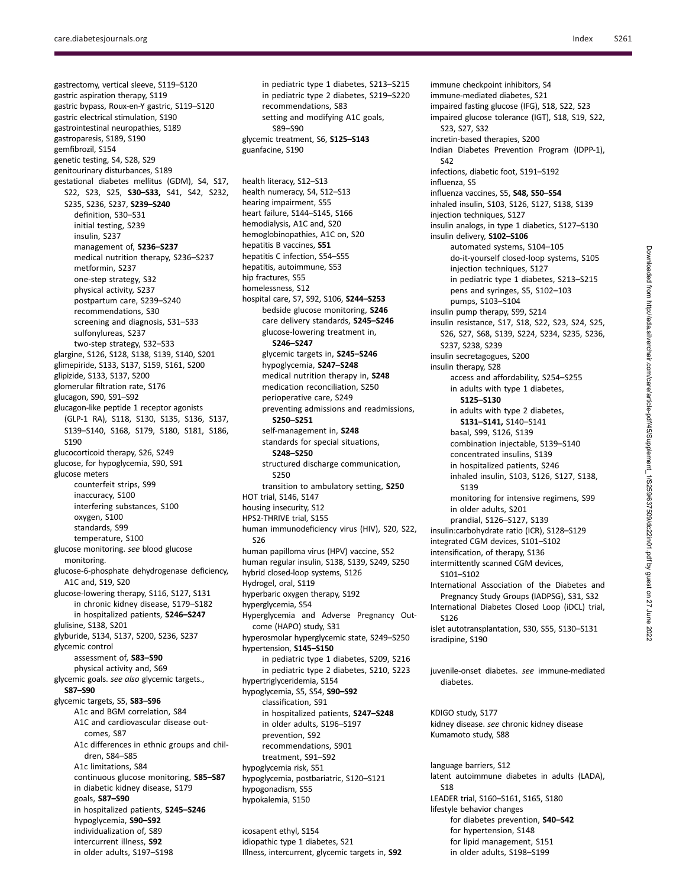gastrectomy, vertical sleeve, S119–S120
gastric aspiration therapy, S119
gastric bypass, Roux-en-Y gastric, S119–S120
gastric electrical stimulation, S190
gastrointestinal neuropathies, S189
gastroparesis, S189, S190
gemfibrozil, S154
genetic testing, S4, S28, S29
genitourinary disturbances, S189
gestational diabetes mellitus (GDM), S4, S17, S22, S23, S25, **S30–S33,** S41, S42, S232, S235, S236, S237, **S239–S240**
- definition, S30–S31
- initial testing, S239
- insulin, S237
- management of, **S236–S237**
- medical nutrition therapy, S236–S237
- metformin, S237
- one-step strategy, S32
- physical activity, S237
- postpartum care, S239–S240
- recommendations, S30
- screening and diagnosis, S31–S33
- sulfonylureas, S237
- two-step strategy, S32–S33

glargine, S126, S128, S138, S139, S140, S201
glimepiride, S133, S137, S159, S161, S200
glipizide, S133, S137, S200
glomerular filtration rate, S176
glucagon, S90, S91–S92
glucagon-like peptide 1 receptor agonists (GLP-1 RA), S118, S130, S135, S136, S137, S139–S140, S168, S179, S180, S181, S186, S190
glucocorticoid therapy, S26, S249
glucose, for hypoglycemia, S90, S91
glucose meters
- counterfeit strips, S99
- inaccuracy, S100
- interfering substances, S100
- oxygen, S100
- standards, S99
- temperature, S100

glucose monitoring. *see* blood glucose monitoring.
glucose-6-phosphate dehydrogenase deficiency, A1C and, S19, S20
glucose-lowering therapy, S116, S127, S131
- in chronic kidney disease, S179–S182
- in hospitalized patients, **S246–S247**

glulisine, S138, S201
glyburide, S134, S137, S200, S236, S237
glycemic control
- assessment of, **S83–S90**
- physical activity and, S69

glycemic goals. *see also* glycemic targets., **S87–S90**
glycemic targets, S5, **S83–S96**
- A1c and BGM correlation, S84
- A1C and cardiovascular disease outcomes, S87
- A1c differences in ethnic groups and children, S84–S85
- A1c limitations, S84
- continuous glucose monitoring, **S85–S87**
- in diabetic kidney disease, S179
- goals, **S87–S90**
- in hospitalized patients, **S245–S246**
- hypoglycemia, **S90–S92**
- individualization of, S89
- intercurrent illness, **S92**
- in older adults, S197–S198
- in pediatric type 1 diabetes, S213–S215
- in pediatric type 2 diabetes, S219–S220
- recommendations, S83
- setting and modifying A1C goals, S89–S90

glycemic treatment, S6, **S125–S143**
guanfacine, S190

health literacy, S12–S13
health numeracy, S4, S12–S13
hearing impairment, S55
heart failure, S144–S145, S166
hemodialysis, A1C and, S20
hemoglobinopathies, A1C on, S20
hepatitis B vaccines, **S51**
hepatitis C infection, S54–S55
hepatitis, autoimmune, S53
hip fractures, S55
homelessness, S12
hospital care, S7, S92, S106, **S244–S253**
- bedside glucose monitoring, **S246**
- care delivery standards, **S245–S246**
- glucose-lowering treatment in, **S246–S247**
- glycemic targets in, **S245–S246**
- hypoglycemia, **S247–S248**
- medical nutrition therapy in, **S248**
- medication reconciliation, S250
- perioperative care, S249
- preventing admissions and readmissions, **S250–S251**
- self-management in, **S248**
- standards for special situations, **S248–S250**
- structured discharge communication, S250
- transition to ambulatory setting, **S250**

HOT trial, S146, S147
housing insecurity, S12
HPS2-THRIVE trial, S155
human immunodeficiency virus (HIV), S20, S22, S26
human papilloma virus (HPV) vaccine, S52
human regular insulin, S138, S139, S249, S250
hybrid closed-loop systems, S126
Hydrogel, oral, S119
hyperbaric oxygen therapy, S192
hyperglycemia, S54
Hyperglycemia and Adverse Pregnancy Outcome (HAPO) study, S31
hyperosmolar hyperglycemic state, S249–S250
hypertension, **S145–S150**
- in pediatric type 1 diabetes, S209, S216
- in pediatric type 2 diabetes, S210, S223

hypertriglyceridemia, S154
hypoglycemia, S5, S54, **S90–S92**
- classification, S91
- in hospitalized patients, **S247–S248**
- in older adults, S196–S197
- prevention, S92
- recommendations, S901
- treatment, S91–S92

hypoglycemia risk, S51
hypoglycemia, postbariatric, S120–S121
hypogonadism, S55
hypokalemia, S150

icosapent ethyl, S154
idiopathic type 1 diabetes, S21
Illness, intercurrent, glycemic targets in, **S92**
immune checkpoint inhibitors, S4
immune-mediated diabetes, S21
impaired fasting glucose (IFG), S18, S22, S23
impaired glucose tolerance (IGT), S18, S19, S22, S23, S27, S32
incretin-based therapies, S200
Indian Diabetes Prevention Program (IDPP-1), S42
infections, diabetic foot, S191–S192
influenza, S5
influenza vaccines, S5, **S48, S50–S54**
inhaled insulin, S103, S126, S127, S138, S139
injection techniques, S127
insulin analogs, in type 1 diabetics, S127–S130
insulin delivery, **S102–S106**
- automated systems, S104–105
- do-it-yourself closed-loop systems, S105
- injection techniques, S127
- in pediatric type 1 diabetes, S213–S215
- pens and syringes, S5, S102–103
- pumps, S103–S104

insulin pump therapy, S99, S214
insulin resistance, S17, S18, S22, S23, S24, S25, S26, S27, S68, S139, S224, S234, S235, S236, S237, S238, S239
insulin secretagogues, S200
insulin therapy, S28
- access and affordability, S254–S255
- in adults with type 1 diabetes, **S125–S130**
- in adults with type 2 diabetes, **S131–S141,** S140–S141
- basal, S99, S126, S139
- combination injectable, S139–S140
- concentrated insulins, S139
- in hospitalized patients, S246
- inhaled insulin, S103, S126, S127, S138, S139
- monitoring for intensive regimens, S99
- in older adults, S201
- prandial, S126–S127, S139

insulin:carbohydrate ratio (ICR), S128–S129
integrated CGM devices, S101–S102
intensification, of therapy, S136
intermittently scanned CGM devices, S101–S102
International Association of the Diabetes and Pregnancy Study Groups (IADPSG), S31, S32
International Diabetes Closed Loop (iDCL) trial, S126
islet autotransplantation, S30, S55, S130–S131
isradipine, S190

juvenile-onset diabetes. *see* immune-mediated diabetes.

KDIGO study, S177
kidney disease. *see* chronic kidney disease
Kumamoto study, S88

language barriers, S12
latent autoimmune diabetes in adults (LADA), S18
LEADER trial, S160–S161, S165, S180
lifestyle behavior changes
- for diabetes prevention, **S40–S42**
- for hypertension, S148
- for lipid management, S151
- in older adults, S198–S199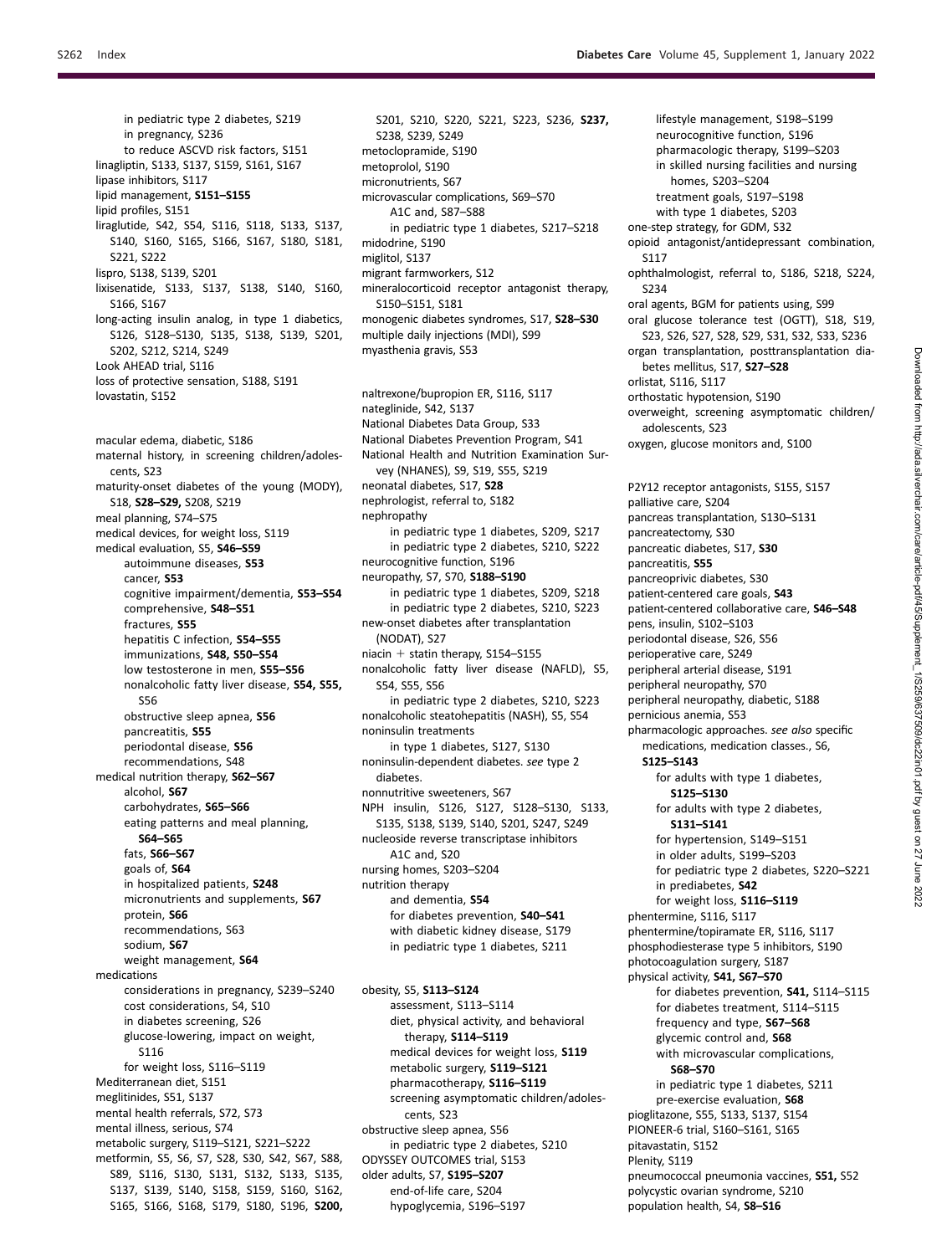in pediatric type 2 diabetes, S219
in pregnancy, S236
to reduce ASCVD risk factors, S151
linagliptin, S133, S137, S159, S161, S167
lipase inhibitors, S117
lipid management, **S151–S155**
lipid profiles, S151
liraglutide, S42, S54, S116, S118, S133, S137, S140, S160, S165, S166, S167, S180, S181, S221, S222
lispro, S138, S139, S201
lixisenatide, S133, S137, S138, S140, S160, S166, S167
long-acting insulin analog, in type 1 diabetics, S126, S128–S130, S135, S138, S139, S201, S202, S212, S214, S249
Look AHEAD trial, S116
loss of protective sensation, S188, S191
lovastatin, S152

macular edema, diabetic, S186
maternal history, in screening children/adolescents, S23
maturity-onset diabetes of the young (MODY), S18, **S28–S29,** S208, S219
meal planning, S74–S75
medical devices, for weight loss, S119
medical evaluation, S5, **S46–S59**
autoimmune diseases, **S53**
cancer, **S53**
cognitive impairment/dementia, **S53–S54**
comprehensive, **S48–S51**
fractures, **S55**
hepatitis C infection, **S54–S55**
immunizations, **S48, S50–S54**
low testosterone in men, **S55–S56**
nonalcoholic fatty liver disease, **S54, S55,** S56
obstructive sleep apnea, **S56**
pancreatitis, **S55**
periodontal disease, **S56**
recommendations, S48
medical nutrition therapy, **S62–S67**
alcohol, **S67**
carbohydrates, **S65–S66**
eating patterns and meal planning, **S64–S65**
fats, **S66–S67**
goals of, **S64**
in hospitalized patients, **S248**
micronutrients and supplements, **S67**
protein, **S66**
recommendations, S63
sodium, **S67**
weight management, **S64**
medications
considerations in pregnancy, S239–S240
cost considerations, S4, S10
in diabetes screening, S26
glucose-lowering, impact on weight, S116
for weight loss, S116–S119
Mediterranean diet, S151
meglitinides, S51, S137
mental health referrals, S72, S73
mental illness, serious, S74
metabolic surgery, S119–S121, S221–S222
metformin, S5, S6, S7, S28, S30, S42, S67, S88, S89, S116, S130, S131, S132, S133, S135, S137, S139, S140, S158, S159, S160, S162, S165, S166, S168, S179, S180, S196, **S200,** S201, S210, S220, S221, S223, S236, **S237,** S238, S239, S249
metoclopramide, S190
metoprolol, S190
micronutrients, S67
microvascular complications, S69–S70
A1C and, S87–S88
in pediatric type 1 diabetes, S217–S218
midodrine, S190
miglitol, S137
migrant farmworkers, S12
mineralocorticoid receptor antagonist therapy, S150–S151, S181
monogenic diabetes syndromes, S17, **S28–S30**
multiple daily injections (MDI), S99
myasthenia gravis, S53

naltrexone/bupropion ER, S116, S117
nateglinide, S42, S137
National Diabetes Data Group, S33
National Diabetes Prevention Program, S41
National Health and Nutrition Examination Survey (NHANES), S9, S19, S55, S219
neonatal diabetes, S17, **S28**
nephrologist, referral to, S182
nephropathy
in pediatric type 1 diabetes, S209, S217
in pediatric type 2 diabetes, S210, S222
neurocognitive function, S196
neuropathy, S7, S70, **S188–S190**
in pediatric type 1 diabetes, S209, S218
in pediatric type 2 diabetes, S210, S223
new-onset diabetes after transplantation (NODAT), S27
niacin + statin therapy, S154–S155
nonalcoholic fatty liver disease (NAFLD), S5, S54, S55, S56
in pediatric type 2 diabetes, S210, S223
nonalcoholic steatohepatitis (NASH), S5, S54
noninsulin treatments
in type 1 diabetes, S127, S130
noninsulin-dependent diabetes. *see* type 2 diabetes.
nonnutritive sweeteners, S67
NPH insulin, S126, S127, S128–S130, S133, S135, S138, S139, S140, S201, S247, S249
nucleoside reverse transcriptase inhibitors
A1C and, S20
nursing homes, S203–S204
nutrition therapy
and dementia, **S54**
for diabetes prevention, **S40–S41**
with diabetic kidney disease, S179
in pediatric type 1 diabetes, S211

obesity, S5, **S113–S124**
assessment, S113–S114
diet, physical activity, and behavioral therapy, **S114–S119**
medical devices for weight loss, **S119**
metabolic surgery, **S119–S121**
pharmacotherapy, **S116–S119**
screening asymptomatic children/adolescents, S23
obstructive sleep apnea, S56
in pediatric type 2 diabetes, S210
ODYSSEY OUTCOMES trial, S153
older adults, S7, **S195–S207**
end-of-life care, S204
hypoglycemia, S196–S197
lifestyle management, S198–S199
neurocognitive function, S196
pharmacologic therapy, S199–S203
in skilled nursing facilities and nursing homes, S203–S204
treatment goals, S197–S198
with type 1 diabetes, S203
one-step strategy, for GDM, S32
opioid antagonist/antidepressant combination, S117
ophthalmologist, referral to, S186, S218, S224, S234
oral agents, BGM for patients using, S99
oral glucose tolerance test (OGTT), S18, S19, S23, S26, S27, S28, S29, S31, S32, S33, S236
organ transplantation, posttransplantation diabetes mellitus, S17, **S27–S28**
orlistat, S116, S117
orthostatic hypotension, S190
overweight, screening asymptomatic children/adolescents, S23
oxygen, glucose monitors and, S100

P2Y12 receptor antagonists, S155, S157
palliative care, S204
pancreas transplantation, S130–S131
pancreatectomy, S30
pancreatic diabetes, S17, **S30**
pancreatitis, **S55**
pancreoprivic diabetes, S30
patient-centered care goals, **S43**
patient-centered collaborative care, **S46–S48**
pens, insulin, S102–S103
periodontal disease, S26, S56
perioperative care, S249
peripheral arterial disease, S191
peripheral neuropathy, S70
peripheral neuropathy, diabetic, S188
pernicious anemia, S53
pharmacologic approaches. *see also* specific medications, medication classes., S6, **S125–S143**
for adults with type 1 diabetes, **S125–S130**
for adults with type 2 diabetes, **S131–S141**
for hypertension, S149–S151
in older adults, S199–S203
for pediatric type 2 diabetes, S220–S221
in prediabetes, **S42**
for weight loss, **S116–S119**
phentermine, S116, S117
phentermine/topiramate ER, S116, S117
phosphodiesterase type 5 inhibitors, S190
photocoagulation surgery, S187
physical activity, **S41, S67–S70**
for diabetes prevention, **S41,** S114–S115
for diabetes treatment, S114–S115
frequency and type, **S67–S68**
glycemic control and, **S68**
with microvascular complications, **S68–S70**
in pediatric type 1 diabetes, S211
pre-exercise evaluation, **S68**
pioglitazone, S55, S133, S137, S154
PIONEER-6 trial, S160–S161, S165
pitavastatin, S152
Plenity, S119
pneumococcal pneumonia vaccines, **S51,** S52
polycystic ovarian syndrome, S210
population health, S4, **S8–S16**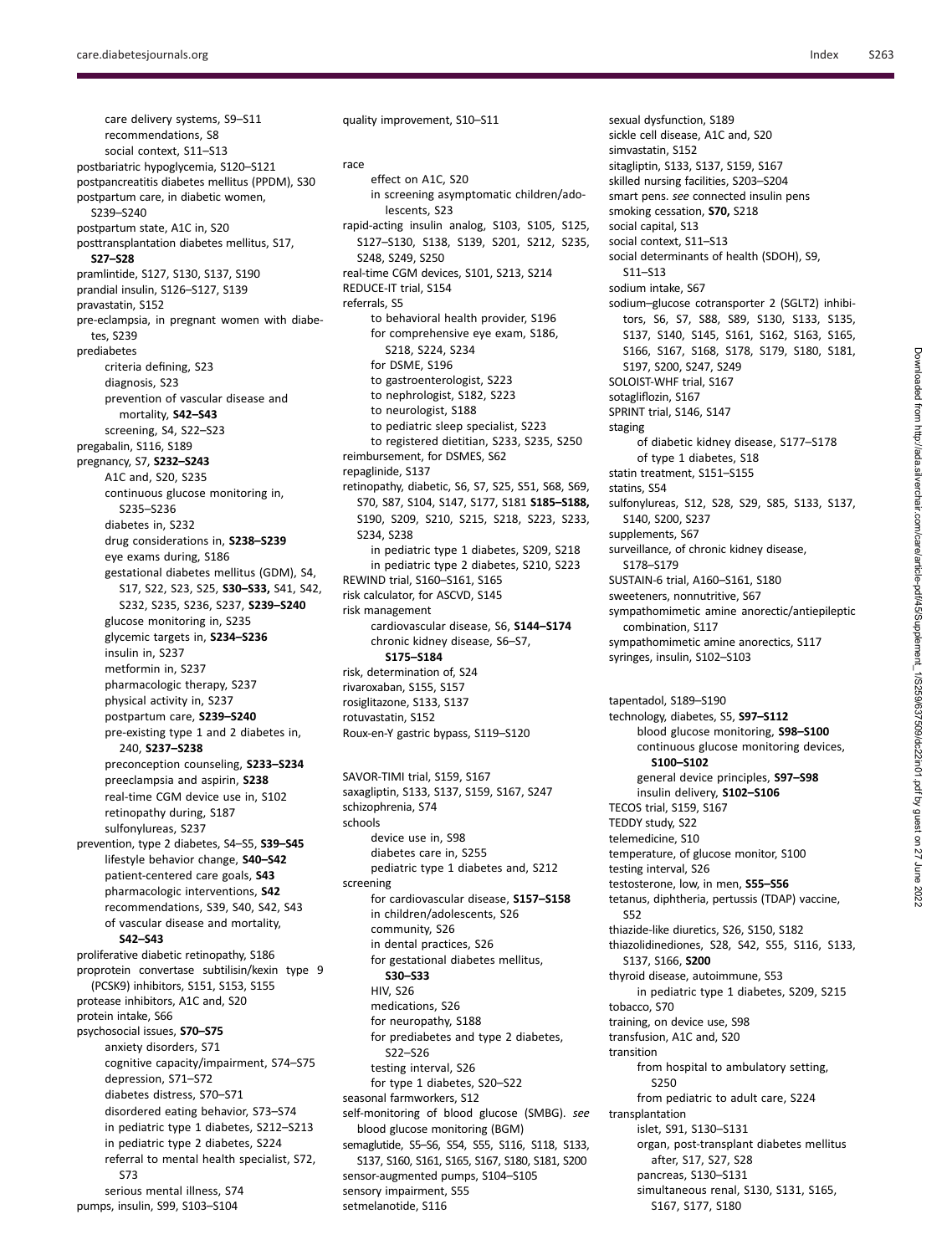care delivery systems, S9–S11
recommendations, S8
social context, S11–S13
postbariatric hypoglycemia, S120–S121
postpancreatitis diabetes mellitus (PPDM), S30
postpartum care, in diabetic women, S239–S240
postpartum state, A1C in, S20
posttransplantation diabetes mellitus, S17, **S27–S28**
pramlintide, S127, S130, S137, S190
prandial insulin, S126–S127, S139
pravastatin, S152
pre-eclampsia, in pregnant women with diabetes, S239
prediabetes
criteria defining, S23
diagnosis, S23
prevention of vascular disease and mortality, **S42–S43**
screening, S4, S22–S23
pregabalin, S116, S189
pregnancy, S7, **S232–S243**
A1C and, S20, S235
continuous glucose monitoring in, S235–S236
diabetes in, S232
drug considerations in, **S238–S239**
eye exams during, S186
gestational diabetes mellitus (GDM), S4, S17, S22, S23, S25, **S30–S33,** S41, S42, S232, S235, S236, S237, **S239–S240**
glucose monitoring in, S235
glycemic targets in, **S234–S236**
insulin in, S237
metformin in, S237
pharmacologic therapy, S237
physical activity in, S237
postpartum care, **S239–S240**
pre-existing type 1 and 2 diabetes in, 240, **S237–S238**
preconception counseling, **S233–S234**
preeclampsia and aspirin, **S238**
real-time CGM device use in, S102
retinopathy during, S187
sulfonylureas, S237
prevention, type 2 diabetes, S4–S5, **S39–S45**
lifestyle behavior change, **S40–S42**
patient-centered care goals, **S43**
pharmacologic interventions, **S42**
recommendations, S39, S40, S42, S43
of vascular disease and mortality, **S42–S43**
proliferative diabetic retinopathy, S186
proprotein convertase subtilisin/kexin type 9 (PCSK9) inhibitors, S151, S153, S155
protease inhibitors, A1C and, S20
protein intake, S66
psychosocial issues, **S70–S75**
anxiety disorders, S71
cognitive capacity/impairment, S74–S75
depression, S71–S72
diabetes distress, S70–S71
disordered eating behavior, S73–S74
in pediatric type 1 diabetes, S212–S213
in pediatric type 2 diabetes, S224
referral to mental health specialist, S72, S73
serious mental illness, S74
pumps, insulin, S99, S103–S104

quality improvement, S10–S11

race
effect on A1C, S20
in screening asymptomatic children/adolescents, S23
rapid-acting insulin analog, S103, S105, S125, S127–S130, S138, S139, S201, S212, S235, S248, S249, S250
real-time CGM devices, S101, S213, S214
REDUCE-IT trial, S154
referrals, S5
to behavioral health provider, S196
for comprehensive eye exam, S186, S218, S224, S234
for DSME, S196
to gastroenterologist, S223
to nephrologist, S182, S223
to neurologist, S188
to pediatric sleep specialist, S223
to registered dietitian, S233, S235, S250
reimbursement, for DSMES, S62
repaglinide, S137
retinopathy, diabetic, S6, S7, S25, S51, S68, S69, S70, S87, S104, S147, S177, S181 **S185–S188,** S190, S209, S210, S215, S218, S223, S233, S234, S238
in pediatric type 1 diabetes, S209, S218
in pediatric type 2 diabetes, S210, S223
REWIND trial, S160–S161, S165
risk calculator, for ASCVD, S145
risk management
cardiovascular disease, S6, **S144–S174**
chronic kidney disease, S6–S7, **S175–S184**
risk, determination of, S24
rivaroxaban, S155, S157
rosiglitazone, S133, S137
rotuvastatin, S152
Roux-en-Y gastric bypass, S119–S120

SAVOR-TIMI trial, S159, S167
saxagliptin, S133, S137, S159, S167, S247
schizophrenia, S74
schools
device use in, S98
diabetes care in, S255
pediatric type 1 diabetes and, S212
screening
for cardiovascular disease, **S157–S158**
in children/adolescents, S26
community, S26
in dental practices, S26
for gestational diabetes mellitus, **S30–S33**
HIV, S26
medications, S26
for neuropathy, S188
for prediabetes and type 2 diabetes, S22–S26
testing interval, S26
for type 1 diabetes, S20–S22
seasonal farmworkers, S12
self-monitoring of blood glucose (SMBG). *see* blood glucose monitoring (BGM)
semaglutide, S5–S6, S54, S55, S116, S118, S133, S137, S160, S161, S165, S167, S180, S181, S200
sensor-augmented pumps, S104–S105
sensory impairment, S55
setmelanotide, S116

sexual dysfunction, S189
sickle cell disease, A1C and, S20
simvastatin, S152
sitagliptin, S133, S137, S159, S167
skilled nursing facilities, S203–S204
smart pens. *see* connected insulin pens
smoking cessation, **S70,** S218
social capital, S13
social context, S11–S13
social determinants of health (SDOH), S9, S11–S13
sodium intake, S67
sodium–glucose cotransporter 2 (SGLT2) inhibitors, S6, S7, S88, S89, S130, S133, S135, S137, S140, S145, S161, S162, S163, S165, S166, S167, S168, S178, S179, S180, S181, S197, S200, S247, S249
SOLOIST-WHF trial, S167
sotagliflozin, S167
SPRINT trial, S146, S147
staging
of diabetic kidney disease, S177–S178
of type 1 diabetes, S18
statin treatment, S151–S155
statins, S54
sulfonylureas, S12, S28, S29, S85, S133, S137, S140, S200, S237
supplements, S67
surveillance, of chronic kidney disease, S178–S179
SUSTAIN-6 trial, A160–S161, S180
sweeteners, nonnutritive, S67
sympathomimetic amine anorectic/antiepileptic combination, S117
sympathomimetic amine anorectics, S117
syringes, insulin, S102–S103

tapentadol, S189–S190
technology, diabetes, S5, **S97–S112**
blood glucose monitoring, **S98–S100**
continuous glucose monitoring devices, **S100–S102**
general device principles, **S97–S98**
insulin delivery, **S102–S106**
TECOS trial, S159, S167
TEDDY study, S22
telemedicine, S10
temperature, of glucose monitor, S100
testing interval, S26
testosterone, low, in men, **S55–S56**
tetanus, diphtheria, pertussis (TDAP) vaccine, S52
thiazide-like diuretics, S26, S150, S182
thiazolidinediones, S28, S42, S55, S116, S133, S137, S166, **S200**
thyroid disease, autoimmune, S53
in pediatric type 1 diabetes, S209, S215
tobacco, S70
training, on device use, S98
transfusion, A1C and, S20
transition
from hospital to ambulatory setting, S250
from pediatric to adult care, S224
transplantation
islet, S91, S130–S131
organ, post-transplant diabetes mellitus after, S17, S27, S28
pancreas, S130–S131
simultaneous renal, S130, S131, S165, S167, S177, S180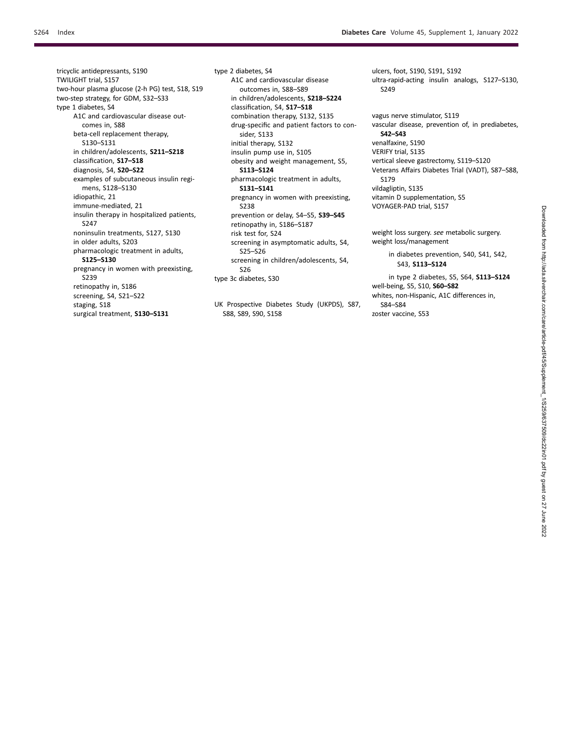tricyclic antidepressants, S190

TWILIGHT trial, S157

two-hour plasma glucose (2-h PG) test, S18, S19

two-step strategy, for GDM, S32–S33

type 1 diabetes, S4

- A1C and cardiovascular disease outcomes in, S88
- beta-cell replacement therapy, S130–S131
- in children/adolescents, **S211–S218**
- classification, **S17–S18**
- diagnosis, S4, **S20–S22**
- examples of subcutaneous insulin regimens, S128–S130
- idiopathic, 21
- immune-mediated, 21
- insulin therapy in hospitalized patients, S247
- noninsulin treatments, S127, S130
- in older adults, S203
- pharmacologic treatment in adults, **S125–S130**
- pregnancy in women with preexisting, S239
- retinopathy in, S186
- screening, S4, S21–S22
- staging, S18
- surgical treatment, **S130–S131**

type 2 diabetes, S4

- A1C and cardiovascular disease outcomes in, S88–S89
- in children/adolescents, **S218–S224**
- classification, S4, **S17–S18**
- combination therapy, S132, S135
- drug-specific and patient factors to consider, S133
- initial therapy, S132
- insulin pump use in, S105
- obesity and weight management, S5, **S113–S124**
- pharmacologic treatment in adults, **S131–S141**
- pregnancy in women with preexisting, S238
- prevention or delay, S4–S5, **S39–S45**
- retinopathy in, S186–S187
- risk test for, S24
- screening in asymptomatic adults, S4, S25–S26
- screening in children/adolescents, S4, S26

type 3c diabetes, S30

UK Prospective Diabetes Study (UKPDS), S87, S88, S89, S90, S158

ulcers, foot, S190, S191, S192

ultra-rapid-acting insulin analogs, S127–S130, S249

vagus nerve stimulator, S119

vascular disease, prevention of, in prediabetes, **S42–S43**

venalfaxine, S190

VERIFY trial, S135

vertical sleeve gastrectomy, S119–S120

Veterans Affairs Diabetes Trial (VADT), S87–S88, S179

vildagliptin, S135

vitamin D supplementation, S5

VOYAGER-PAD trial, S157

weight loss surgery. *see* metabolic surgery.

weight loss/management

- in diabetes prevention, S40, S41, S42, S43, **S113–S124**
- in type 2 diabetes, S5, S64, **S113–S124**

well-being, S5, S10, **S60–S82**

whites, non-Hispanic, A1C differences in, S84–S84

zoster vaccine, S53